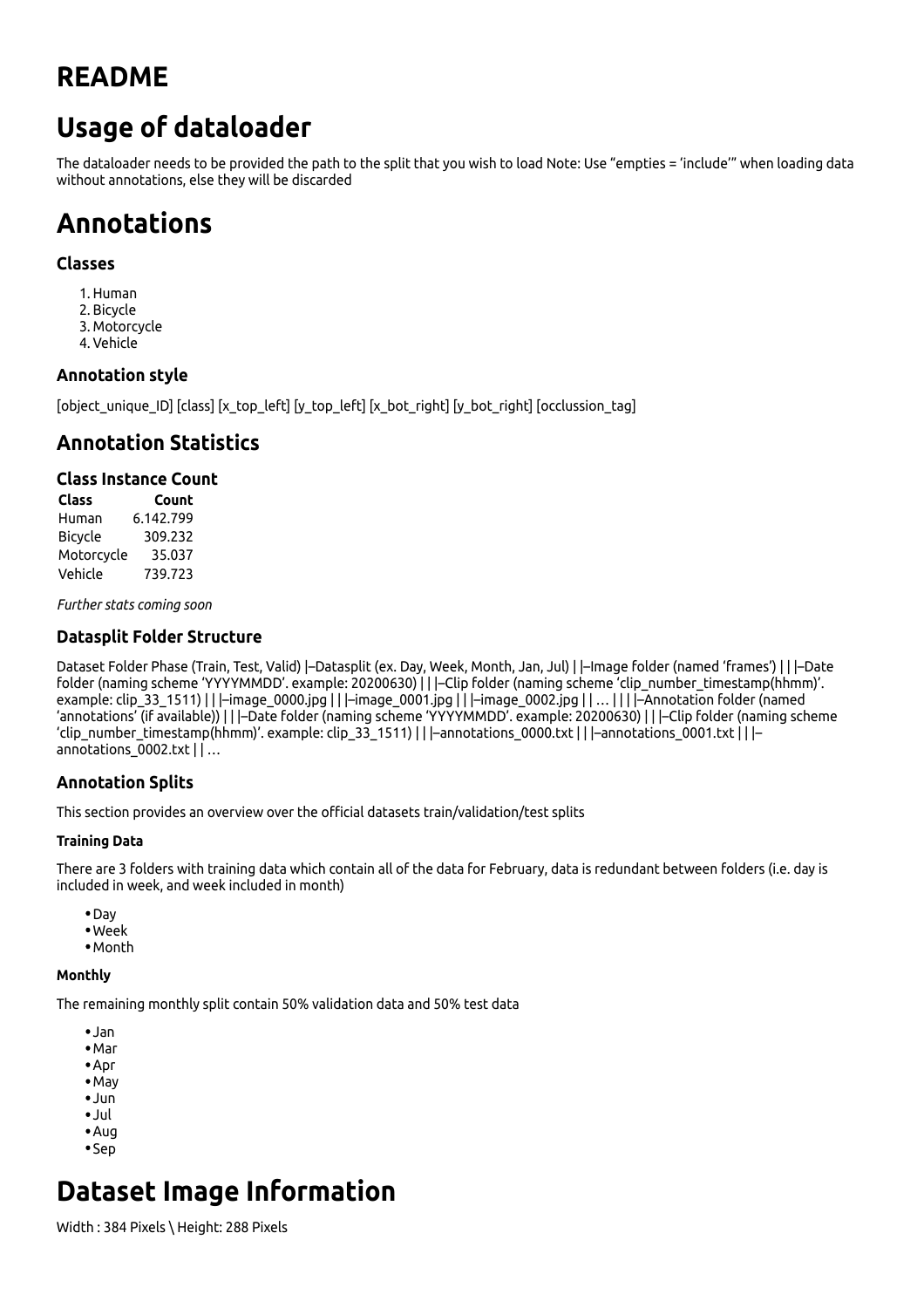# README

# Usage of dataloader

The dataloader needs to be provided the path to the split that you wish to load Note: Use "empties = 'include'" when loading data without annotations, else they will be discarded

# Annotations

### Classes

1. Human
2. Bicycle
3. Motorcycle
4. Vehicle

### Annotation style

[object_unique_ID] [class] [x_top_left] [y_top_left] [x_bot_right] [y_bot_right] [occlussion_tag]

## Annotation Statistics

### Class Instance Count

| Class | Count |
|---|---|
| Human | 6.142.799 |
| Bicycle | 309.232 |
| Motorcycle | 35.037 |
| Vehicle | 739.723 |

*Further stats coming soon*

### Datasplit Folder Structure

Dataset Folder Phase (Train, Test, Valid) |–Datasplit (ex. Day, Week, Month, Jan, Jul) | |–Image folder (named 'frames') | | |–Date folder (naming scheme 'YYYYMMDD'. example: 20200630) | | |–Clip folder (naming scheme 'clip_number_timestamp(hhmm)'. example: clip_33_1511) | | |–image_0000.jpg | | |–image_0001.jpg | | |–image_0002.jpg | | … | | | |–Annotation folder (named 'annotations' (if available)) | | |–Date folder (naming scheme 'YYYYMMDD'. example: 20200630) | | |–Clip folder (naming scheme 'clip_number_timestamp(hhmm)'. example: clip_33_1511) | | |–annotations_0000.txt | | |–annotations_0001.txt | | |–annotations_0002.txt | | …

### Annotation Splits

This section provides an overview over the official datasets train/validation/test splits

#### Training Data

There are 3 folders with training data which contain all of the data for February, data is redundant between folders (i.e. day is included in week, and week included in month)

- Day
- Week
- Month

#### Monthly

The remaining monthly split contain 50% validation data and 50% test data

- Jan
- Mar
- Apr
- May
- Jun
- Jul
- Aug
- Sep

# Dataset Image Information

Width : 384 Pixels \ Height: 288 Pixels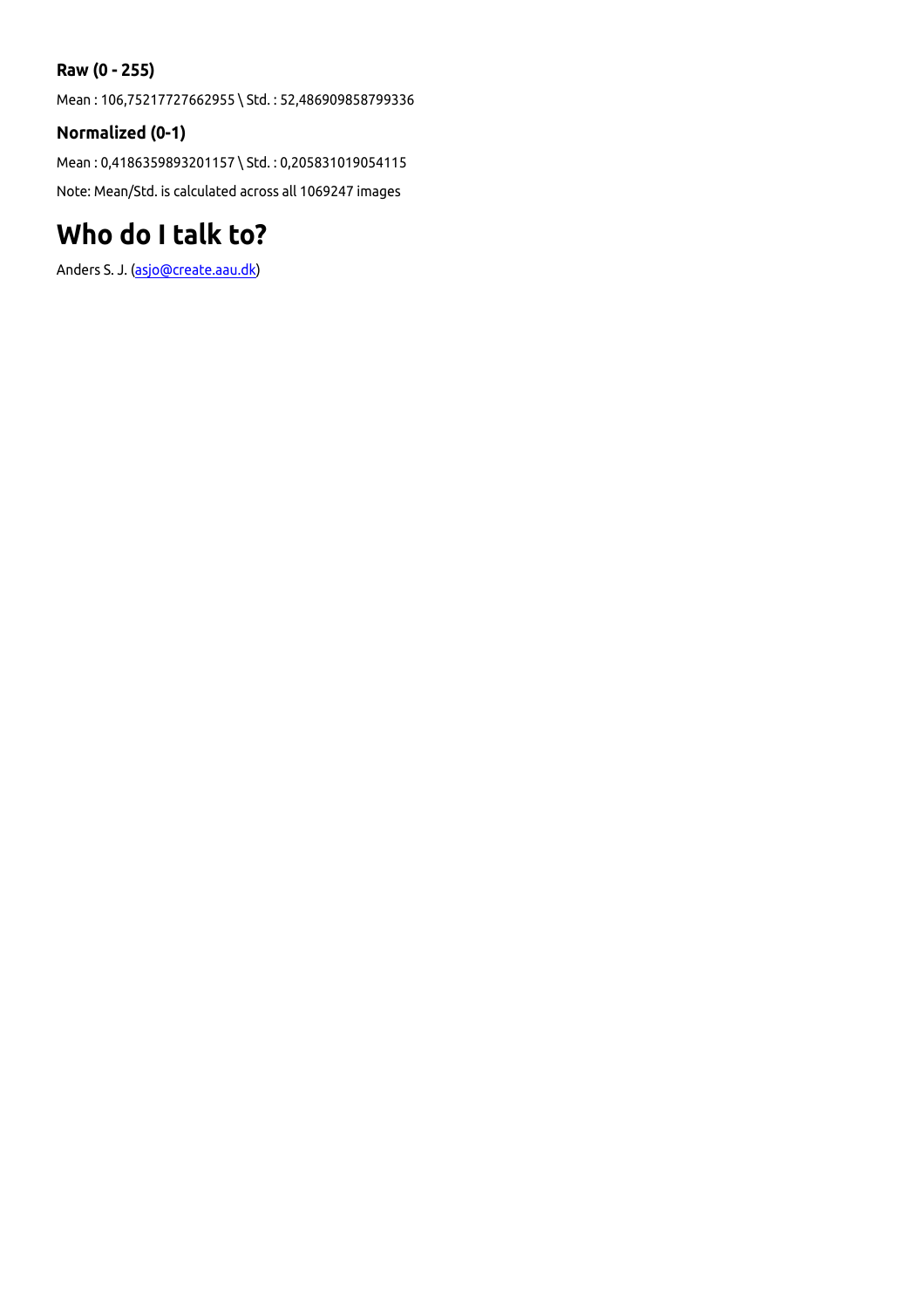### Raw (0 - 255)

Mean : 106,75217727662955 \ Std. : 52,486909858799336

### Normalized (0-1)

Mean : 0,4186359893201157 \ Std. : 0,205831019054115

Note: Mean/Std. is calculated across all 1069247 images

# Who do I talk to?

Anders S. J. (asjo@create.aau.dk)